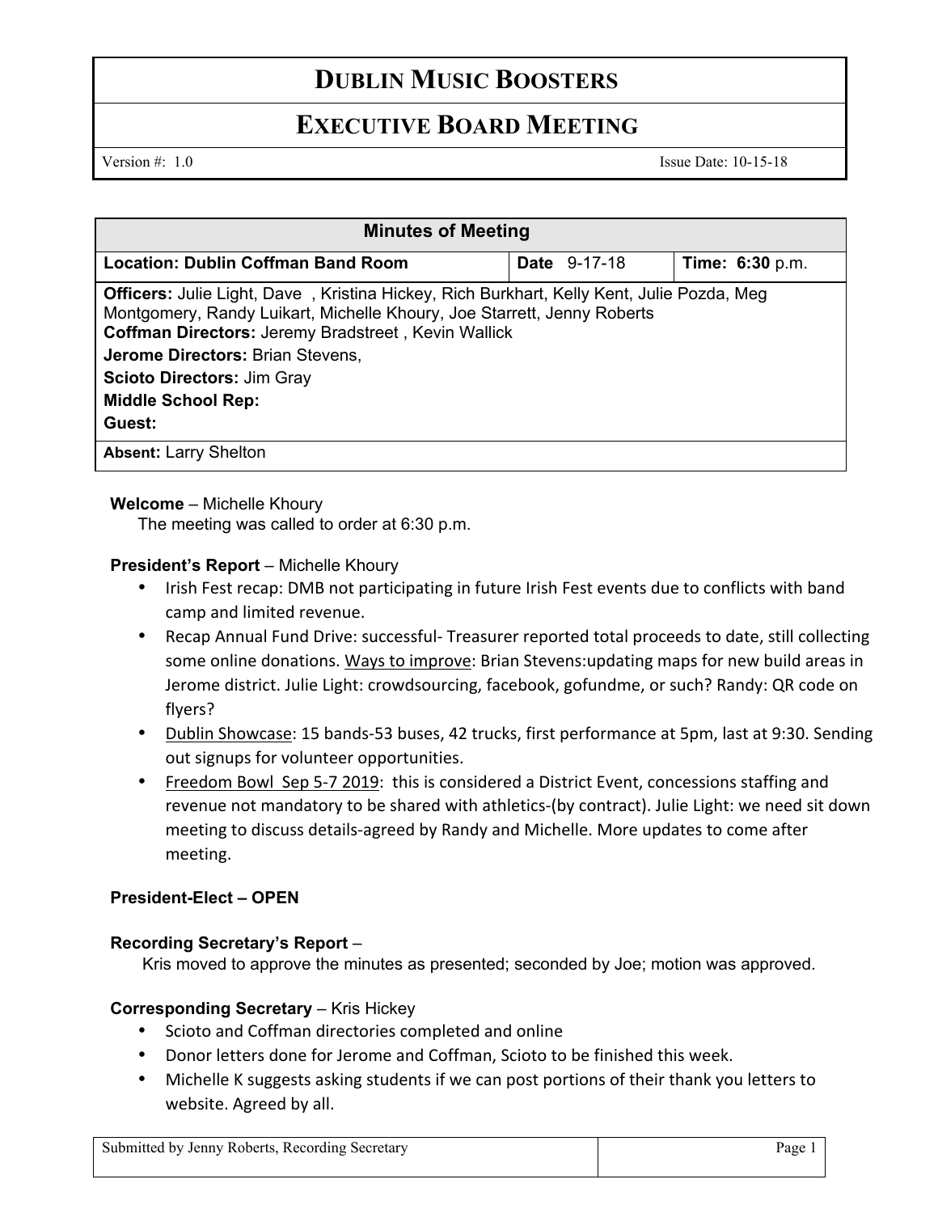# DUBLIN MUSIC BOOSTERS

## EXECUTIVE BOARD MEETING

Version #: 1.0 Issue Date: 10-15-18

| Minutes of Meeting | | |
|---|---|---|
| **Location: Dublin Coffman Band Room** | **Date** 9-17-18 | **Time: 6:30** p.m. |
| **Officers:** Julie Light, Dave , Kristina Hickey, Rich Burkhart, Kelly Kent, Julie Pozda, Meg Montgomery, Randy Luikart, Michelle Khoury, Joe Starrett, Jenny Roberts<br>**Coffman Directors:** Jeremy Bradstreet , Kevin Wallick<br>**Jerome Directors:** Brian Stevens,<br>**Scioto Directors:** Jim Gray<br>**Middle School Rep:**<br>**Guest:** | | |
| **Absent:** Larry Shelton | | |

**Welcome** – Michelle Khoury

The meeting was called to order at 6:30 p.m.

**President's Report** – Michelle Khoury

- Irish Fest recap: DMB not participating in future Irish Fest events due to conflicts with band camp and limited revenue.
- Recap Annual Fund Drive: successful- Treasurer reported total proceeds to date, still collecting some online donations. Ways to improve: Brian Stevens:updating maps for new build areas in Jerome district. Julie Light: crowdsourcing, facebook, gofundme, or such? Randy: QR code on flyers?
- Dublin Showcase: 15 bands-53 buses, 42 trucks, first performance at 5pm, last at 9:30. Sending out signups for volunteer opportunities.
- Freedom Bowl Sep 5-7 2019: this is considered a District Event, concessions staffing and revenue not mandatory to be shared with athletics-(by contract). Julie Light: we need sit down meeting to discuss details-agreed by Randy and Michelle. More updates to come after meeting.

**President-Elect – OPEN**

**Recording Secretary's Report** –

Kris moved to approve the minutes as presented; seconded by Joe; motion was approved.

**Corresponding Secretary** – Kris Hickey

- Scioto and Coffman directories completed and online
- Donor letters done for Jerome and Coffman, Scioto to be finished this week.
- Michelle K suggests asking students if we can post portions of their thank you letters to website. Agreed by all.

Submitted by Jenny Roberts, Recording Secretary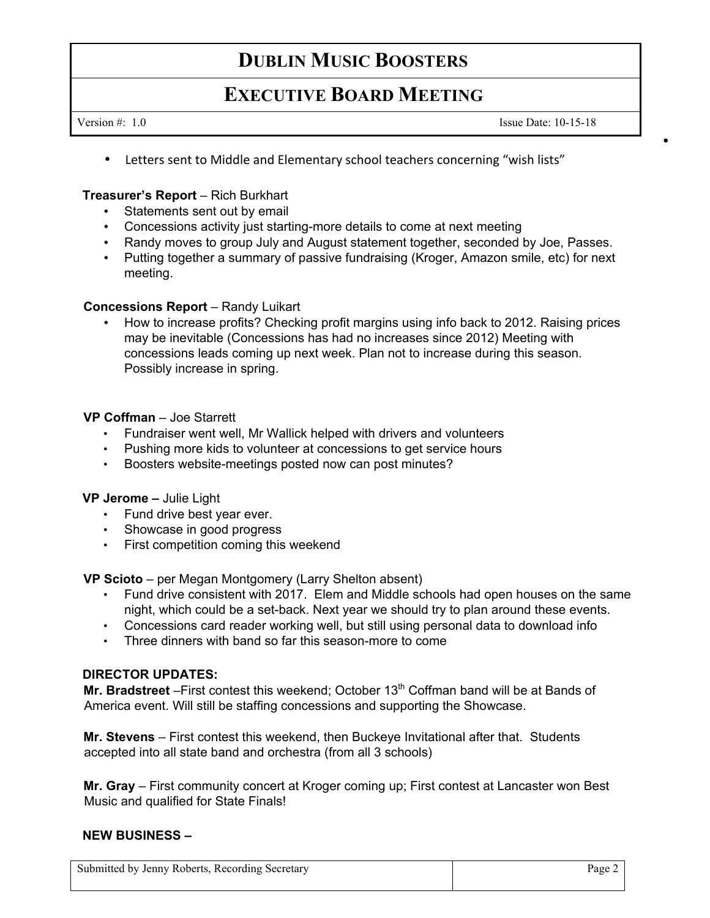- Letters sent to Middle and Elementary school teachers concerning "wish lists"

**Treasurer's Report** – Rich Burkhart

- Statements sent out by email
- Concessions activity just starting-more details to come at next meeting
- Randy moves to group July and August statement together, seconded by Joe, Passes.
- Putting together a summary of passive fundraising (Kroger, Amazon smile, etc) for next meeting.

**Concessions Report** – Randy Luikart

- How to increase profits? Checking profit margins using info back to 2012. Raising prices may be inevitable (Concessions has had no increases since 2012) Meeting with concessions leads coming up next week. Plan not to increase during this season. Possibly increase in spring.

**VP Coffman** – Joe Starrett

- Fundraiser went well, Mr Wallick helped with drivers and volunteers
- Pushing more kids to volunteer at concessions to get service hours
- Boosters website-meetings posted now can post minutes?

**VP Jerome –** Julie Light

- Fund drive best year ever.
- Showcase in good progress
- First competition coming this weekend

**VP Scioto** – per Megan Montgomery (Larry Shelton absent)

- Fund drive consistent with 2017. Elem and Middle schools had open houses on the same night, which could be a set-back. Next year we should try to plan around these events.
- Concessions card reader working well, but still using personal data to download info
- Three dinners with band so far this season-more to come

**DIRECTOR UPDATES:**

**Mr. Bradstreet** –First contest this weekend; October 13th Coffman band will be at Bands of America event. Will still be staffing concessions and supporting the Showcase.

**Mr. Stevens** – First contest this weekend, then Buckeye Invitational after that. Students accepted into all state band and orchestra (from all 3 schools)

**Mr. Gray** – First community concert at Kroger coming up; First contest at Lancaster won Best Music and qualified for State Finals!

**NEW BUSINESS –**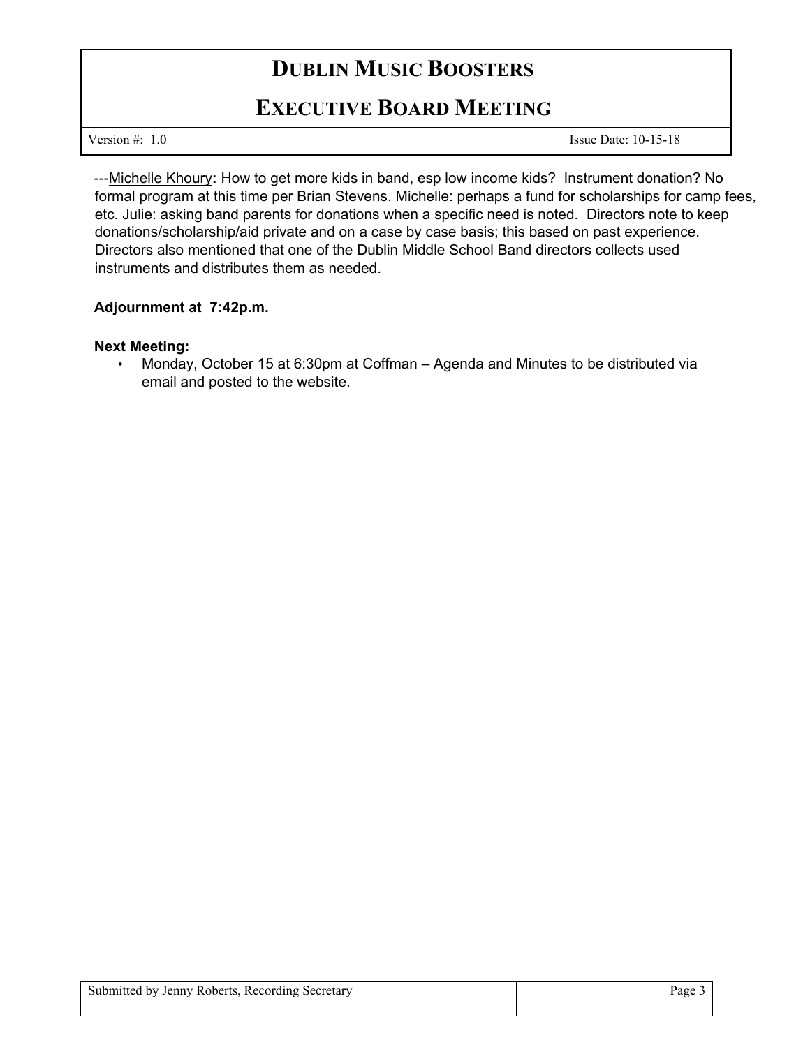---Michelle Khoury**:** How to get more kids in band, esp low income kids? Instrument donation? No formal program at this time per Brian Stevens. Michelle: perhaps a fund for scholarships for camp fees, etc. Julie: asking band parents for donations when a specific need is noted. Directors note to keep donations/scholarship/aid private and on a case by case basis; this based on past experience. Directors also mentioned that one of the Dublin Middle School Band directors collects used instruments and distributes them as needed.

**Adjournment at 7:42p.m.**

**Next Meeting:**

- Monday, October 15 at 6:30pm at Coffman – Agenda and Minutes to be distributed via email and posted to the website.